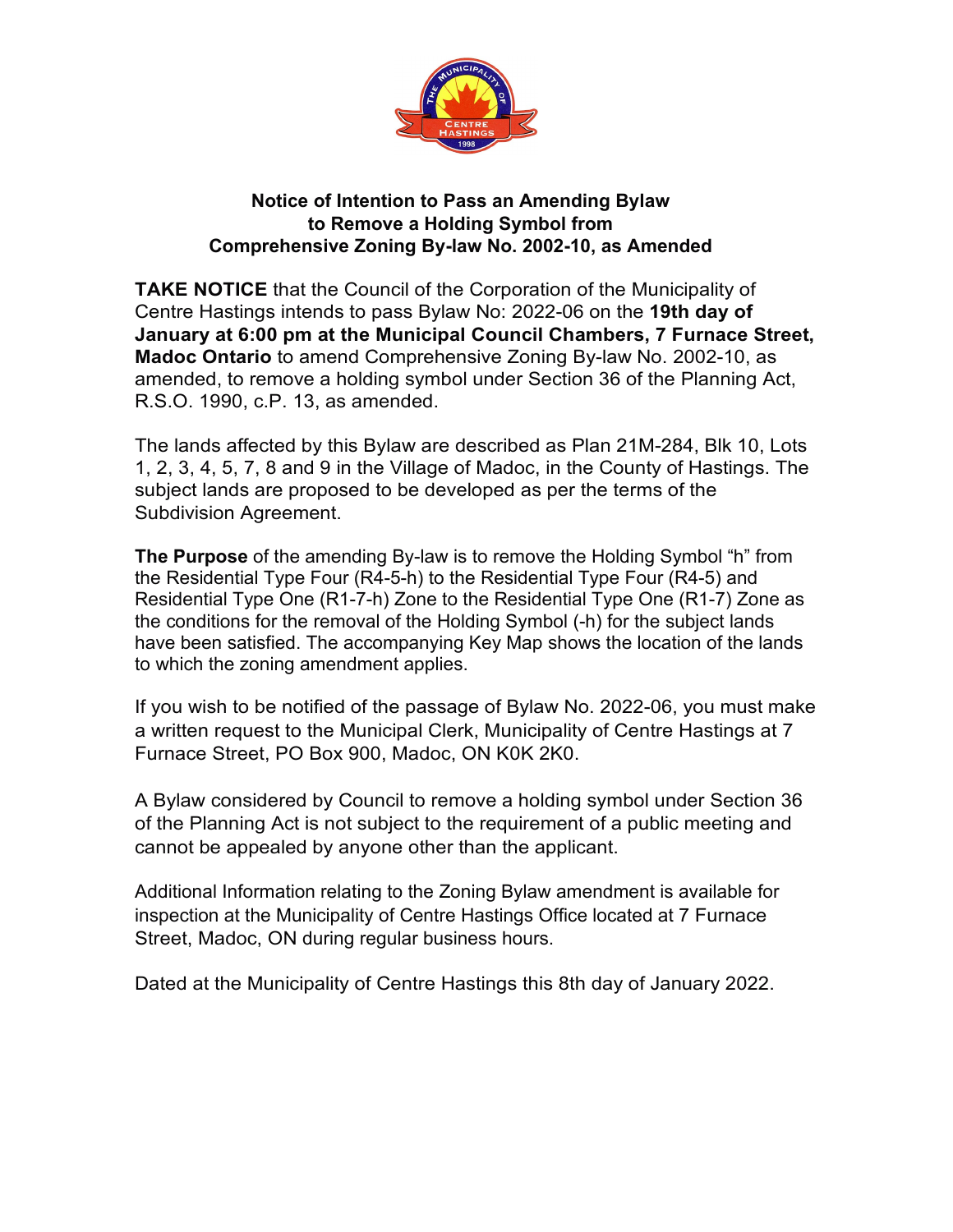# Notice of Intention to Pass an Amending Bylaw to Remove a Holding Symbol from Comprehensive Zoning By-law No. 2002-10, as Amended

**TAKE NOTICE** that the Council of the Corporation of the Municipality of Centre Hastings intends to pass Bylaw No: 2022-06 on the **19th day of January at 6:00 pm at the Municipal Council Chambers, 7 Furnace Street, Madoc Ontario** to amend Comprehensive Zoning By-law No. 2002-10, as amended, to remove a holding symbol under Section 36 of the Planning Act, R.S.O. 1990, c.P. 13, as amended.

The lands affected by this Bylaw are described as Plan 21M-284, Blk 10, Lots 1, 2, 3, 4, 5, 7, 8 and 9 in the Village of Madoc, in the County of Hastings. The subject lands are proposed to be developed as per the terms of the Subdivision Agreement.

**The Purpose** of the amending By-law is to remove the Holding Symbol "h" from the Residential Type Four (R4-5-h) to the Residential Type Four (R4-5) and Residential Type One (R1-7-h) Zone to the Residential Type One (R1-7) Zone as the conditions for the removal of the Holding Symbol (-h) for the subject lands have been satisfied. The accompanying Key Map shows the location of the lands to which the zoning amendment applies.

If you wish to be notified of the passage of Bylaw No. 2022-06, you must make a written request to the Municipal Clerk, Municipality of Centre Hastings at 7 Furnace Street, PO Box 900, Madoc, ON K0K 2K0.

A Bylaw considered by Council to remove a holding symbol under Section 36 of the Planning Act is not subject to the requirement of a public meeting and cannot be appealed by anyone other than the applicant.

Additional Information relating to the Zoning Bylaw amendment is available for inspection at the Municipality of Centre Hastings Office located at 7 Furnace Street, Madoc, ON during regular business hours.

Dated at the Municipality of Centre Hastings this 8th day of January 2022.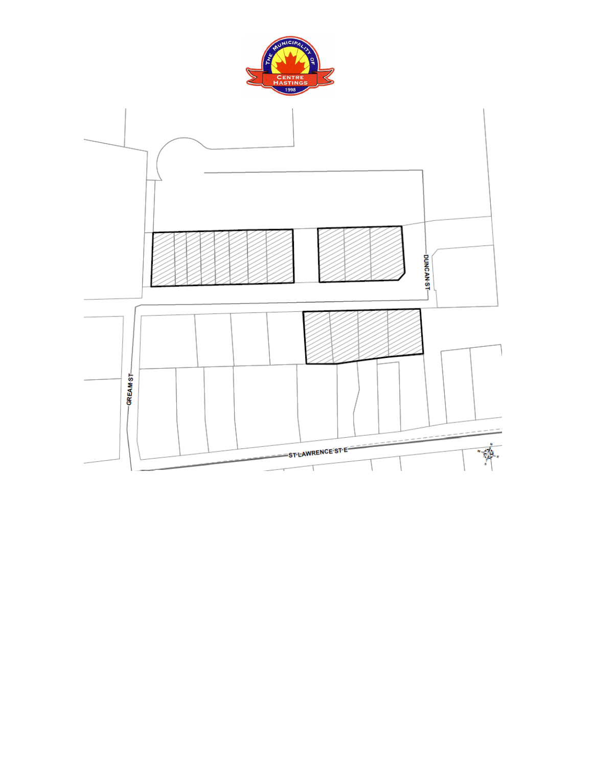THE MUNICIPALITY OF

CENTRE HASTINGS

1998

DUNCAN ST

GREAM ST

ST LAWRENCE ST E